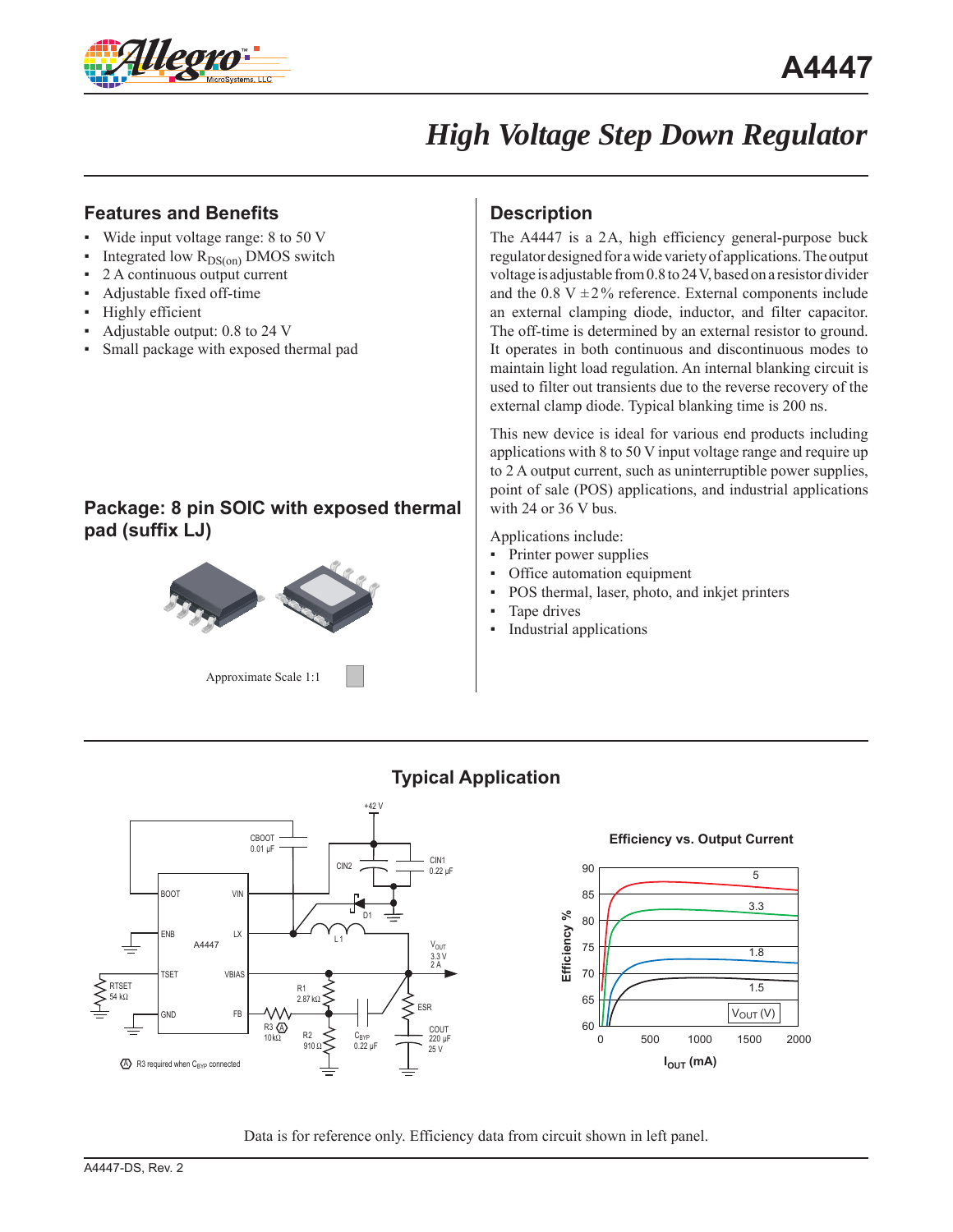# A4447

## *High Voltage Step Down Regulator*

### Features and Benefits

- Wide input voltage range: 8 to 50 V
- Integrated low $R_{DS(on)}$ DMOS switch
- 2 A continuous output current
- Adjustable fixed off-time
- Highly efficient
- Adjustable output: 0.8 to 24 V
- Small package with exposed thermal pad

### Package: 8 pin SOIC with exposed thermal pad (suffix LJ)

Approximate Scale 1:1

### Description

The A4447 is a 2A, high efficiency general-purpose buck regulator designed for a wide variety of applications. The output voltage is adjustable from 0.8 to 24 V, based on a resistor divider and the 0.8 V ±2% reference. External components include an external clamping diode, inductor, and filter capacitor. The off-time is determined by an external resistor to ground. It operates in both continuous and discontinuous modes to maintain light load regulation. An internal blanking circuit is used to filter out transients due to the reverse recovery of the external clamp diode. Typical blanking time is 200 ns.

This new device is ideal for various end products including applications with 8 to 50 V input voltage range and require up to 2 A output current, such as uninterruptible power supplies, point of sale (POS) applications, and industrial applications with 24 or 36 V bus.

Applications include:

- Printer power supplies
- Office automation equipment
- POS thermal, laser, photo, and inkjet printers
- Tape drives
- Industrial applications

### Typical Application

Ⓐ R3 required when $C_{BYP}$ connected

**Efficiency vs. Output Current**

Data is for reference only. Efficiency data from circuit shown in left panel.

A4447-DS, Rev. 2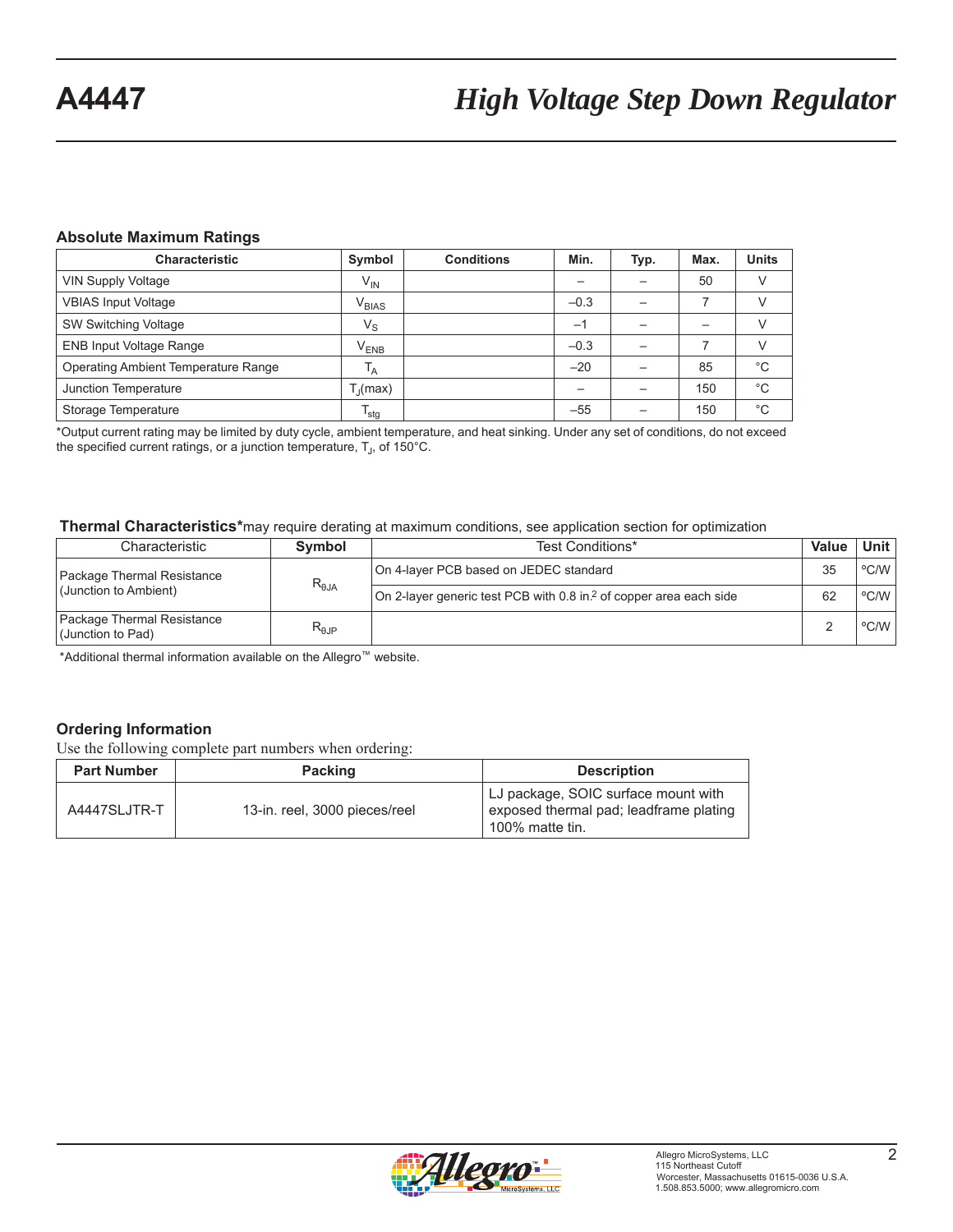## Absolute Maximum Ratings

| Characteristic | Symbol | Conditions | Min. | Typ. | Max. | Units |
|---|---|---|---|---|---|---|
| VIN Supply Voltage | $V_{IN}$ | | – | – | 50 | V |
| VBIAS Input Voltage | $V_{BIAS}$ | | –0.3 | – | 7 | V |
| SW Switching Voltage | $V_S$ | | –1 | – | – | V |
| ENB Input Voltage Range | $V_{ENB}$ | | –0.3 | – | 7 | V |
| Operating Ambient Temperature Range | $T_A$ | | –20 | – | 85 | °C |
| Junction Temperature | $T_J$(max) | | – | – | 150 | °C |
| Storage Temperature | $T_{stg}$ | | –55 | – | 150 | °C |

*Output current rating may be limited by duty cycle, ambient temperature, and heat sinking. Under any set of conditions, do not exceed the specified current ratings, or a junction temperature, $T_J$, of 150°C.

## Thermal Characteristics*

**Thermal Characteristics*** may require derating at maximum conditions, see application section for optimization

| Characteristic | Symbol | Test Conditions* | Value | Unit |
|---|---|---|---|---|
| Package Thermal Resistance (Junction to Ambient) | $R_{\theta JA}$ | On 4-layer PCB based on JEDEC standard | 35 | °C/W |
| | | On 2-layer generic test PCB with 0.8 in.$^2$ of copper area each side | 62 | °C/W |
| Package Thermal Resistance (Junction to Pad) | $R_{\theta JP}$ | | 2 | °C/W |

*Additional thermal information available on the Allegro™ website.

## Ordering Information

Use the following complete part numbers when ordering:

| Part Number | Packing | Description |
|---|---|---|
| A4447SLJTR-T | 13-in. reel, 3000 pieces/reel | LJ package, SOIC surface mount with exposed thermal pad; leadframe plating 100% matte tin. |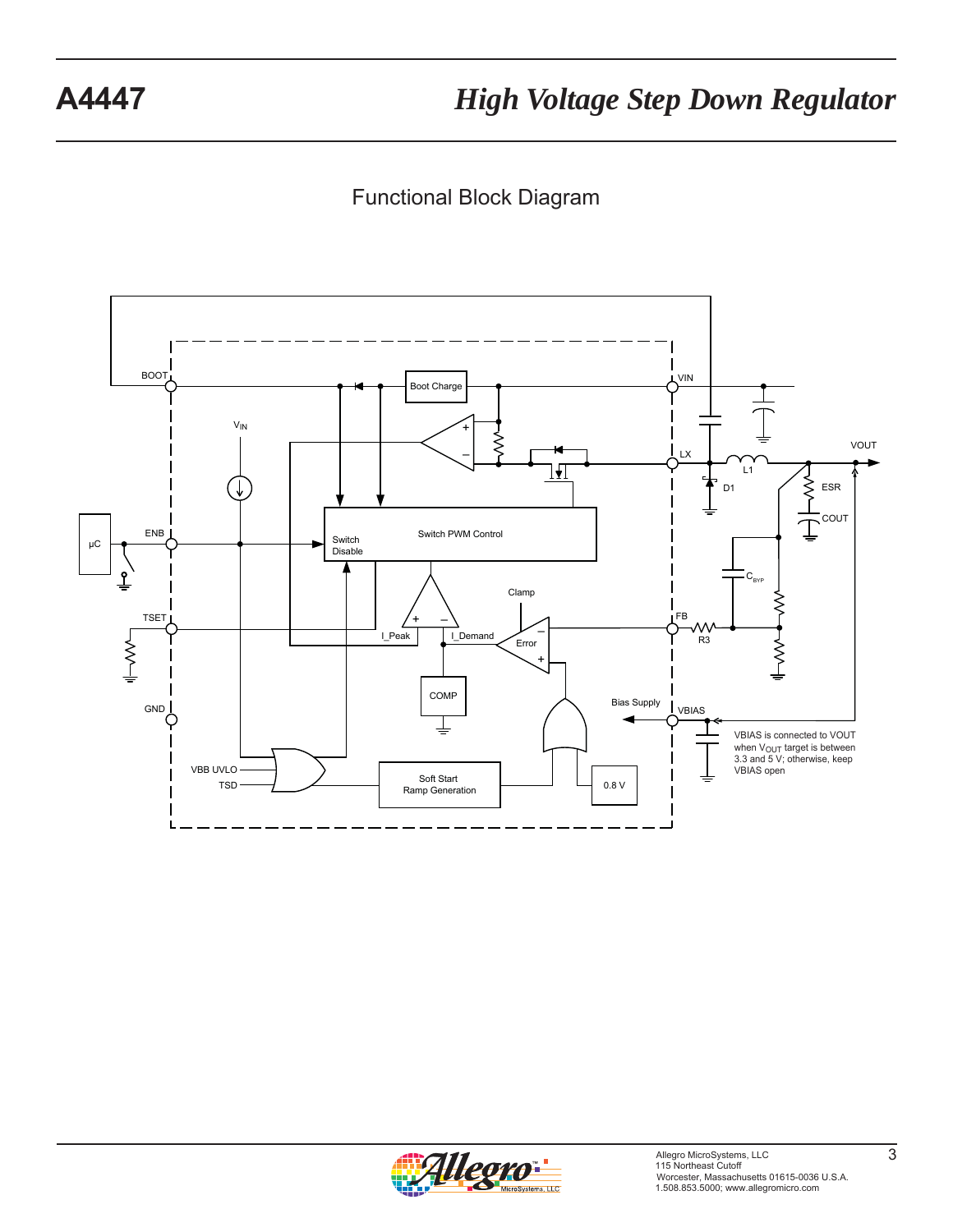## Functional Block Diagram

BOOT

Boot Charge

VIN

$V_{IN}$

LX

VOUT

L1

D1

ESR

COUT

μC

ENB

Switch Disable

Switch PWM Control

$C_{BYP}$

Clamp

TSET

I_Peak

I_Demand

Error

FB

R3

COMP

Bias Supply

VBIAS

GND

VBIAS is connected to VOUT when $V_{OUT}$ target is between 3.3 and 5 V; otherwise, keep VBIAS open

VBB UVLO

TSD

Soft Start Ramp Generation

0.8 V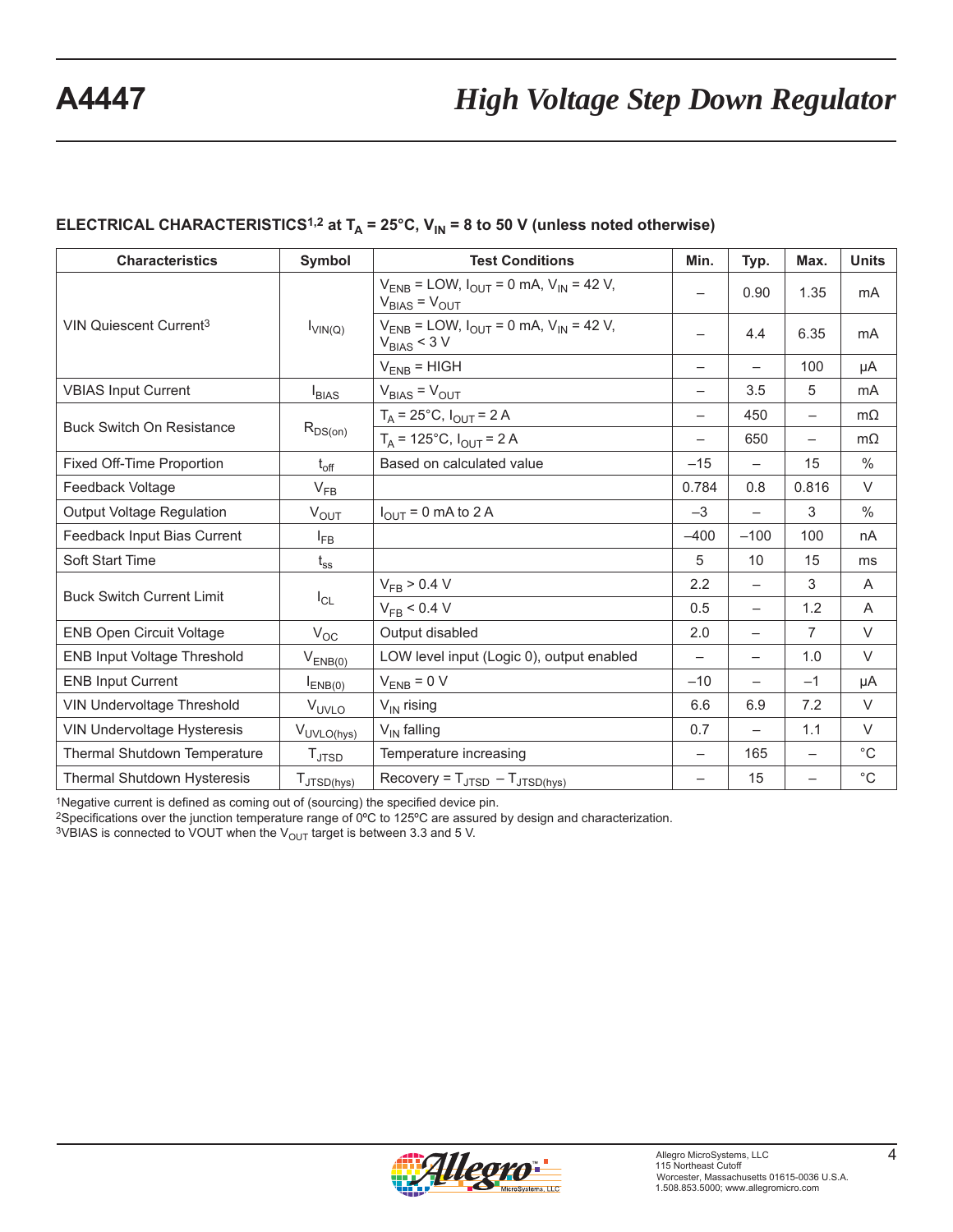## ELECTRICAL CHARACTERISTICS[1,2] at $T_A$ = 25°C, $V_{IN}$ = 8 to 50 V (unless noted otherwise)

| Characteristics | Symbol | Test Conditions | Min. | Typ. | Max. | Units |
|---|---|---|---|---|---|---|
| VIN Quiescent Current[3] | $I_{VIN(Q)}$ | $V_{ENB}$ = LOW, $I_{OUT}$ = 0 mA, $V_{IN}$ = 42 V, $V_{BIAS}$ = $V_{OUT}$ | – | 0.90 | 1.35 | mA |
| | | $V_{ENB}$ = LOW, $I_{OUT}$ = 0 mA, $V_{IN}$ = 42 V, $V_{BIAS}$ < 3 V | – | 4.4 | 6.35 | mA |
| | | $V_{ENB}$ = HIGH | – | – | 100 | μA |
| VBIAS Input Current | $I_{BIAS}$ | $V_{BIAS}$ = $V_{OUT}$ | – | 3.5 | 5 | mA |
| Buck Switch On Resistance | $R_{DS(on)}$ | $T_A$ = 25°C, $I_{OUT}$ = 2 A | – | 450 | – | mΩ |
| | | $T_A$ = 125°C, $I_{OUT}$ = 2 A | – | 650 | – | mΩ |
| Fixed Off-Time Proportion | $t_{off}$ | Based on calculated value | –15 | – | 15 | % |
| Feedback Voltage | $V_{FB}$ | | 0.784 | 0.8 | 0.816 | V |
| Output Voltage Regulation | $V_{OUT}$ | $I_{OUT}$ = 0 mA to 2 A | –3 | – | 3 | % |
| Feedback Input Bias Current | $I_{FB}$ | | –400 | –100 | 100 | nA |
| Soft Start Time | $t_{ss}$ | | 5 | 10 | 15 | ms |
| Buck Switch Current Limit | $I_{CL}$ | $V_{FB}$ > 0.4 V | 2.2 | – | 3 | A |
| | | $V_{FB}$ < 0.4 V | 0.5 | – | 1.2 | A |
| ENB Open Circuit Voltage | $V_{OC}$ | Output disabled | 2.0 | – | 7 | V |
| ENB Input Voltage Threshold | $V_{ENB(0)}$ | LOW level input (Logic 0), output enabled | – | – | 1.0 | V |
| ENB Input Current | $I_{ENB(0)}$ | $V_{ENB}$ = 0 V | –10 | – | –1 | μA |
| VIN Undervoltage Threshold | $V_{UVLO}$ | $V_{IN}$ rising | 6.6 | 6.9 | 7.2 | V |
| VIN Undervoltage Hysteresis | $V_{UVLO(hys)}$ | $V_{IN}$ falling | 0.7 | – | 1.1 | V |
| Thermal Shutdown Temperature | $T_{JTSD}$ | Temperature increasing | – | 165 | – | °C |
| Thermal Shutdown Hysteresis | $T_{JTSD(hys)}$ | Recovery = $T_{JTSD}$ – $T_{JTSD(hys)}$ | – | 15 | – | °C |

[1]Negative current is defined as coming out of (sourcing) the specified device pin.
[2]Specifications over the junction temperature range of 0ºC to 125ºC are assured by design and characterization.
[3]VBIAS is connected to VOUT when the $V_{OUT}$ target is between 3.3 and 5 V.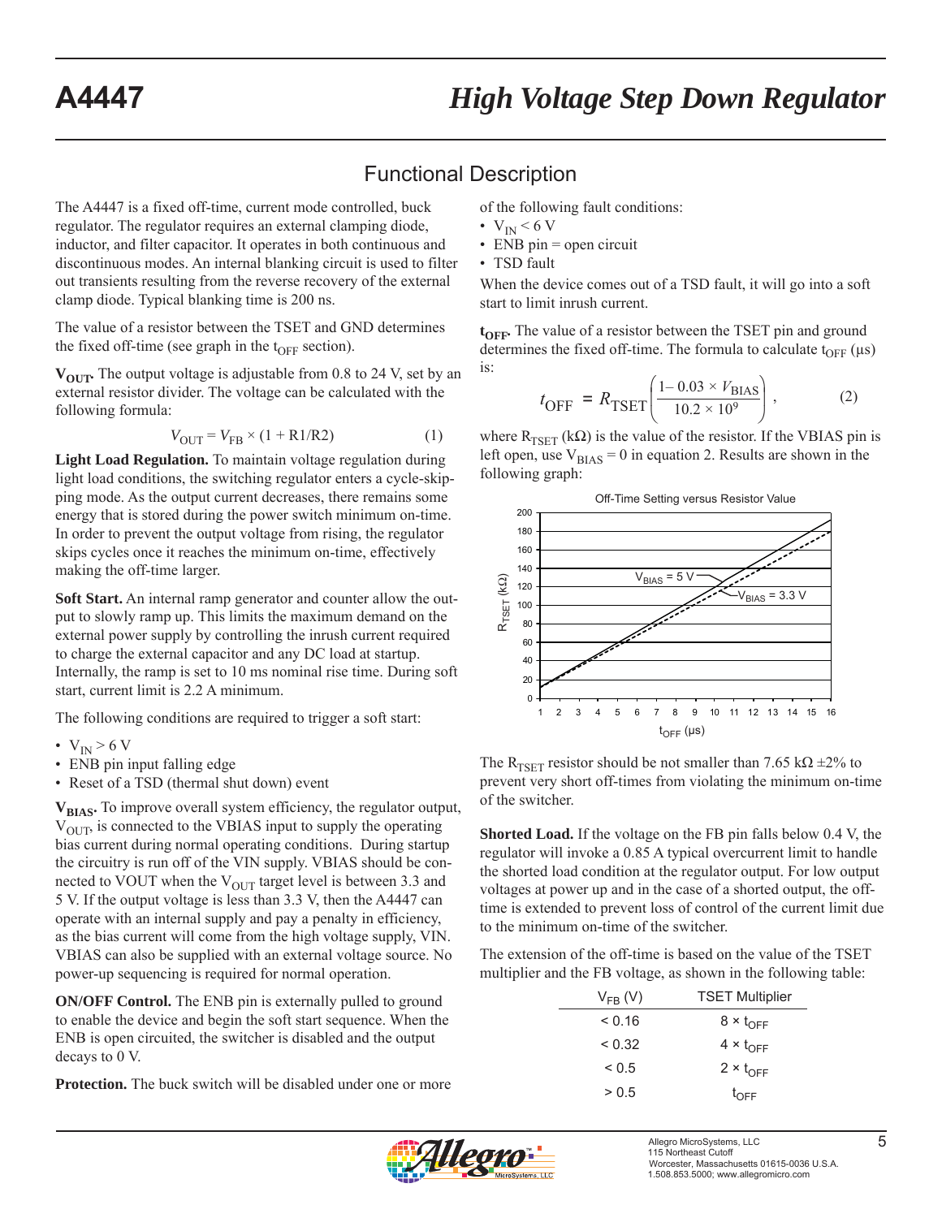## Functional Description

The A4447 is a fixed off-time, current mode controlled, buck regulator. The regulator requires an external clamping diode, inductor, and filter capacitor. It operates in both continuous and discontinuous modes. An internal blanking circuit is used to filter out transients resulting from the reverse recovery of the external clamp diode. Typical blanking time is 200 ns.

The value of a resistor between the TSET and GND determines the fixed off-time (see graph in the $t_{OFF}$ section).

**$V_{OUT}$.** The output voltage is adjustable from 0.8 to 24 V, set by an external resistor divider. The voltage can be calculated with the following formula:

$$V_{OUT} = V_{FB} \times (1 + R1/R2) \tag{1}$$

**Light Load Regulation.** To maintain voltage regulation during light load conditions, the switching regulator enters a cycle-skipping mode. As the output current decreases, there remains some energy that is stored during the power switch minimum on-time. In order to prevent the output voltage from rising, the regulator skips cycles once it reaches the minimum on-time, effectively making the off-time larger.

**Soft Start.** An internal ramp generator and counter allow the output to slowly ramp up. This limits the maximum demand on the external power supply by controlling the inrush current required to charge the external capacitor and any DC load at startup. Internally, the ramp is set to 10 ms nominal rise time. During soft start, current limit is 2.2 A minimum.

The following conditions are required to trigger a soft start:

- $V_{IN} > 6$ V
- ENB pin input falling edge
- Reset of a TSD (thermal shut down) event

**$V_{BIAS}$.** To improve overall system efficiency, the regulator output, $V_{OUT}$, is connected to the VBIAS input to supply the operating bias current during normal operating conditions. During startup the circuitry is run off of the VIN supply. VBIAS should be connected to VOUT when the $V_{OUT}$ target level is between 3.3 and 5 V. If the output voltage is less than 3.3 V, then the A4447 can operate with an internal supply and pay a penalty in efficiency, as the bias current will come from the high voltage supply, VIN. VBIAS can also be supplied with an external voltage source. No power-up sequencing is required for normal operation.

**ON/OFF Control.** The ENB pin is externally pulled to ground to enable the device and begin the soft start sequence. When the ENB is open circuited, the switcher is disabled and the output decays to 0 V.

**Protection.** The buck switch will be disabled under one or more of the following fault conditions:

- $V_{IN} < 6$ V
- ENB pin = open circuit
- TSD fault

When the device comes out of a TSD fault, it will go into a soft start to limit inrush current.

**$t_{OFF}$.** The value of a resistor between the TSET pin and ground determines the fixed off-time. The formula to calculate $t_{OFF}$ (µs) is:

$$t_{OFF} = R_{TSET} \left( \frac{1 - 0.03 \times V_{BIAS}}{10.2 \times 10^9} \right), \tag{2}$$

where $R_{TSET}$ (kΩ) is the value of the resistor. If the VBIAS pin is left open, use $V_{BIAS} = 0$ in equation 2. Results are shown in the following graph:

Off-Time Setting versus Resistor Value

The $R_{TSET}$ resistor should be not smaller than 7.65 kΩ ±2% to prevent very short off-times from violating the minimum on-time of the switcher.

**Shorted Load.** If the voltage on the FB pin falls below 0.4 V, the regulator will invoke a 0.85 A typical overcurrent limit to handle the shorted load condition at the regulator output. For low output voltages at power up and in the case of a shorted output, the off-time is extended to prevent loss of control of the current limit due to the minimum on-time of the switcher.

The extension of the off-time is based on the value of the TSET multiplier and the FB voltage, as shown in the following table:

| $V_{FB}$ (V) | TSET Multiplier |
|---|---|
| < 0.16 | 8 × $t_{OFF}$ |
| < 0.32 | 4 × $t_{OFF}$ |
| < 0.5 | 2 × $t_{OFF}$ |
| > 0.5 | $t_{OFF}$ |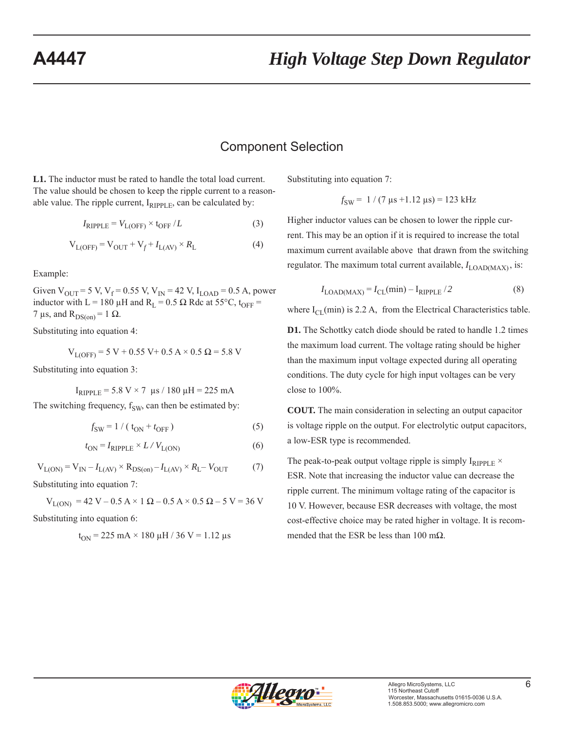## Component Selection

**L1.** The inductor must be rated to handle the total load current. The value should be chosen to keep the ripple current to a reasonable value. The ripple current, $I_{RIPPLE}$, can be calculated by:

$$I_{RIPPLE} = V_{L(OFF)} \times t_{OFF} / L \tag{3}$$

$$V_{L(OFF)} = V_{OUT} + V_f + I_{L(AV)} \times R_L \tag{4}$$

Example:

Given $V_{OUT} = 5$ V, $V_f = 0.55$ V, $V_{IN} = 42$ V, $I_{LOAD} = 0.5$ A, power inductor with L = 180 µH and $R_L = 0.5\ \Omega$ Rdc at 55°C, $t_{OFF} = 7$ µs, and $R_{DS(on)} = 1\ \Omega$.

Substituting into equation 4:

$$V_{L(OFF)} = 5\text{ V} + 0.55\text{ V} + 0.5\text{ A} \times 0.5\ \Omega = 5.8\text{ V}$$

Substituting into equation 3:

$$I_{RIPPLE} = 5.8\text{ V} \times 7\ \mu\text{s} / 180\ \mu\text{H} = 225\text{ mA}$$

The switching frequency, $f_{SW}$, can then be estimated by:

$$f_{SW} = 1 / (t_{ON} + t_{OFF}) \tag{5}$$

$$t_{ON} = I_{RIPPLE} \times L / V_{L(ON)} \tag{6}$$

$$V_{L(ON)} = V_{IN} - I_{L(AV)} \times R_{DS(on)} - I_{L(AV)} \times R_L - V_{OUT} \tag{7}$$

Substituting into equation 7:

$$V_{L(ON)} = 42\text{ V} - 0.5\text{ A} \times 1\ \Omega - 0.5\text{ A} \times 0.5\ \Omega - 5\text{ V} = 36\text{ V}$$

Substituting into equation 6:

$$t_{ON} = 225\text{ mA} \times 180\ \mu\text{H} / 36\text{ V} = 1.12\ \mu\text{s}$$

Substituting into equation 7:

$$f_{SW} = 1 / (7\ \mu\text{s} + 1.12\ \mu\text{s}) = 123\text{ kHz}$$

Higher inductor values can be chosen to lower the ripple current. This may be an option if it is required to increase the total maximum current available above that drawn from the switching regulator. The maximum total current available, $I_{LOAD(MAX)}$, is:

$$I_{LOAD(MAX)} = I_{CL}(\text{min}) - I_{RIPPLE} / 2 \tag{8}$$

where $I_{CL}$(min) is 2.2 A, from the Electrical Characteristics table.

**D1.** The Schottky catch diode should be rated to handle 1.2 times the maximum load current. The voltage rating should be higher than the maximum input voltage expected during all operating conditions. The duty cycle for high input voltages can be very close to 100%.

**COUT.** The main consideration in selecting an output capacitor is voltage ripple on the output. For electrolytic output capacitors, a low-ESR type is recommended.

The peak-to-peak output voltage ripple is simply $I_{RIPPLE} \times$ ESR. Note that increasing the inductor value can decrease the ripple current. The minimum voltage rating of the capacitor is 10 V. However, because ESR decreases with voltage, the most cost-effective choice may be rated higher in voltage. It is recommended that the ESR be less than 100 mΩ.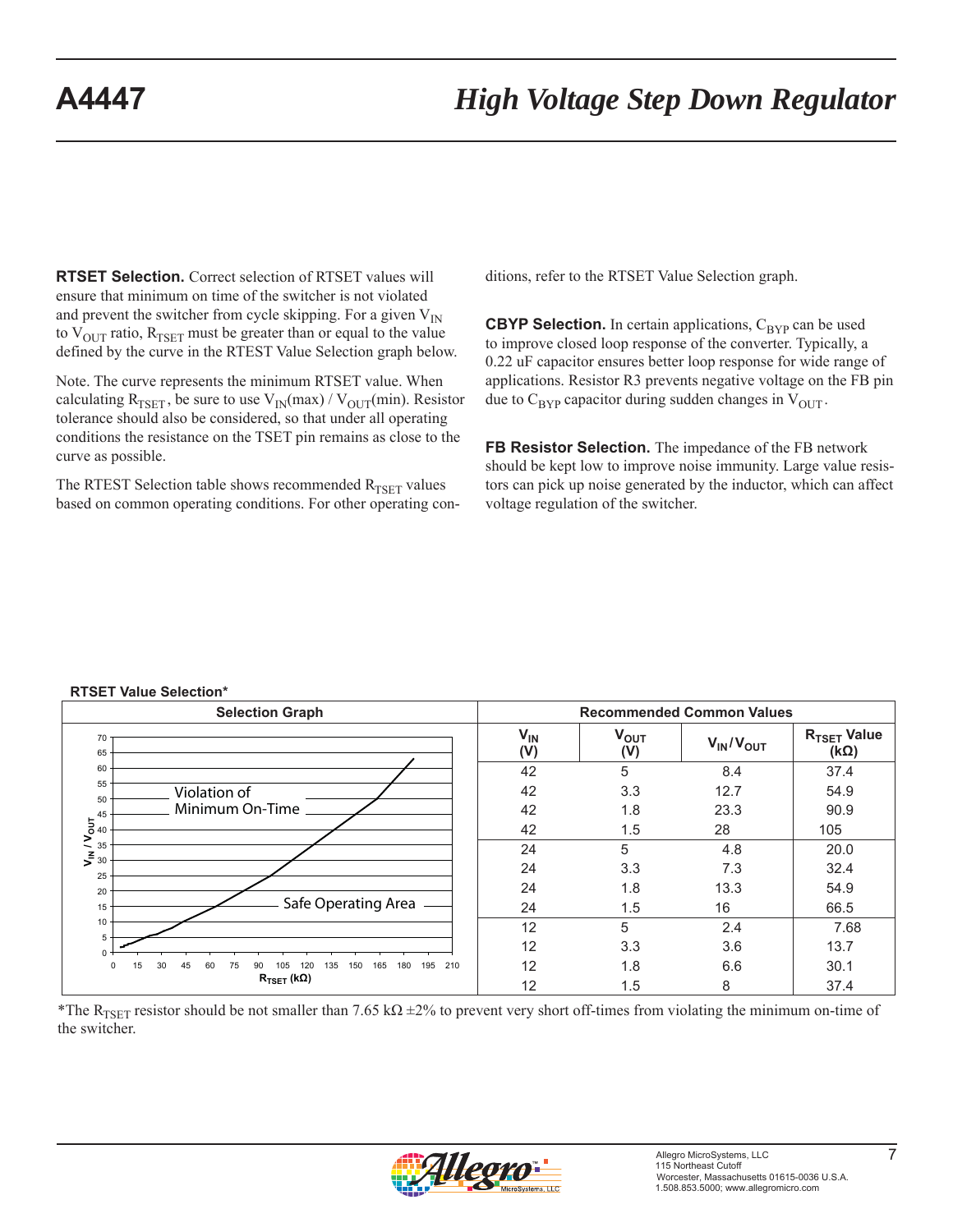**RTSET Selection.** Correct selection of RTSET values will ensure that minimum on time of the switcher is not violated and prevent the switcher from cycle skipping. For a given $V_{IN}$ to $V_{OUT}$ ratio, $R_{TSET}$ must be greater than or equal to the value defined by the curve in the RTEST Value Selection graph below.

Note. The curve represents the minimum RTSET value. When calculating $R_{TSET}$, be sure to use $V_{IN}$(max) / $V_{OUT}$(min). Resistor tolerance should also be considered, so that under all operating conditions the resistance on the TSET pin remains as close to the curve as possible.

The RTEST Selection table shows recommended $R_{TSET}$ values based on common operating conditions. For other operating conditions, refer to the RTSET Value Selection graph.

**CBYP Selection.** In certain applications, $C_{BYP}$ can be used to improve closed loop response of the converter. Typically, a 0.22 uF capacitor ensures better loop response for wide range of applications. Resistor R3 prevents negative voltage on the FB pin due to $C_{BYP}$ capacitor during sudden changes in $V_{OUT}$.

**FB Resistor Selection.** The impedance of the FB network should be kept low to improve noise immunity. Large value resistors can pick up noise generated by the inductor, which can affect voltage regulation of the switcher.

**RTSET Value Selection***

Selection Graph: $V_{IN}$ / $V_{OUT}$ versus $R_{TSET}$ (kΩ) — Violation of Minimum On-Time (above curve); Safe Operating Area (below curve)

Recommended Common Values

| $V_{IN}$ (V) | $V_{OUT}$ (V) | $V_{IN}/V_{OUT}$ | $R_{TSET}$ Value (kΩ) |
|---|---|---|---|
| 42 | 5 | 8.4 | 37.4 |
| 42 | 3.3 | 12.7 | 54.9 |
| 42 | 1.8 | 23.3 | 90.9 |
| 42 | 1.5 | 28 | 105 |
| 24 | 5 | 4.8 | 20.0 |
| 24 | 3.3 | 7.3 | 32.4 |
| 24 | 1.8 | 13.3 | 54.9 |
| 24 | 1.5 | 16 | 66.5 |
| 12 | 5 | 2.4 | 7.68 |
| 12 | 3.3 | 3.6 | 13.7 |
| 12 | 1.8 | 6.6 | 30.1 |
| 12 | 1.5 | 8 | 37.4 |

*The $R_{TSET}$ resistor should be not smaller than 7.65 kΩ ±2% to prevent very short off-times from violating the minimum on-time of the switcher.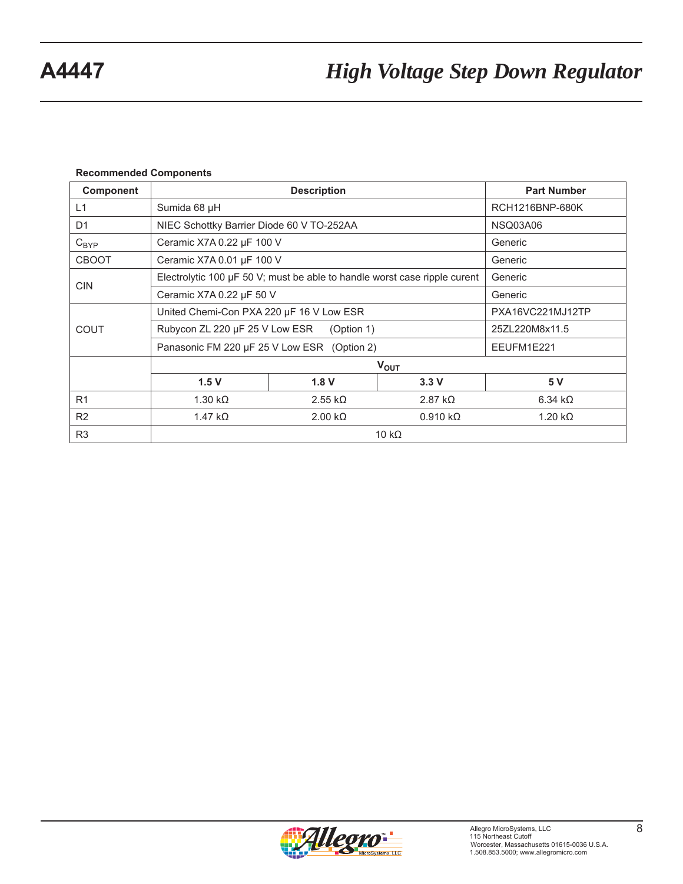**Recommended Components**

| Component | Description | | | Part Number |
|---|---|---|---|---|
| L1 | Sumida 68 µH | | | RCH1216BNP-680K |
| D1 | NIEC Schottky Barrier Diode 60 V TO-252AA | | | NSQ03A06 |
| $C_{BYP}$ | Ceramic X7A 0.22 µF 100 V | | | Generic |
| CBOOT | Ceramic X7A 0.01 µF 100 V | | | Generic |
| CIN | Electrolytic 100 µF 50 V; must be able to handle worst case ripple curent | | | Generic |
| | Ceramic X7A 0.22 µF 50 V | | | Generic |
| COUT | United Chemi-Con PXA 220 µF 16 V Low ESR | | | PXA16VC221MJ12TP |
| | Rubycon ZL 220 µF 25 V Low ESR (Option 1) | | | 25ZL220M8x11.5 |
| | Panasonic FM 220 µF 25 V Low ESR (Option 2) | | | EEUFM1E221 |
| | $V_{OUT}$ | | | |
| | **1.5 V** | **1.8 V** | **3.3 V** | **5 V** |
| R1 | 1.30 kΩ | 2.55 kΩ | 2.87 kΩ | 6.34 kΩ |
| R2 | 1.47 kΩ | 2.00 kΩ | 0.910 kΩ | 1.20 kΩ |
| R3 | 10 kΩ | | | |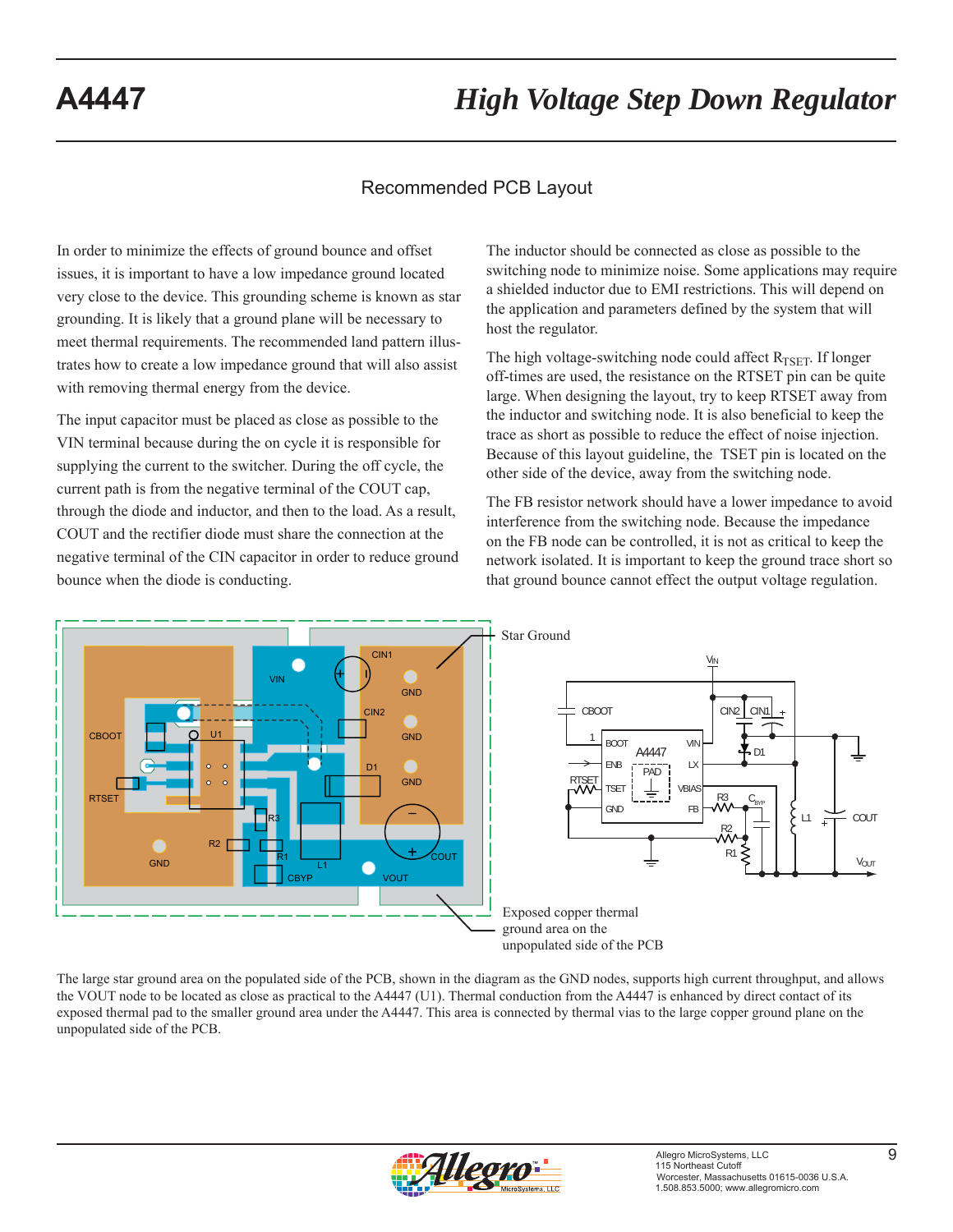## Recommended PCB Layout

In order to minimize the effects of ground bounce and offset issues, it is important to have a low impedance ground located very close to the device. This grounding scheme is known as star grounding. It is likely that a ground plane will be necessary to meet thermal requirements. The recommended land pattern illustrates how to create a low impedance ground that will also assist with removing thermal energy from the device.

The input capacitor must be placed as close as possible to the VIN terminal because during the on cycle it is responsible for supplying the current to the switcher. During the off cycle, the current path is from the negative terminal of the COUT cap, through the diode and inductor, and then to the load. As a result, COUT and the rectifier diode must share the connection at the negative terminal of the CIN capacitor in order to reduce ground bounce when the diode is conducting.

The inductor should be connected as close as possible to the switching node to minimize noise. Some applications may require a shielded inductor due to EMI restrictions. This will depend on the application and parameters defined by the system that will host the regulator.

The high voltage-switching node could affect $R_{TSET}$. If longer off-times are used, the resistance on the RTSET pin can be quite large. When designing the layout, try to keep RTSET away from the inductor and switching node. It is also beneficial to keep the trace as short as possible to reduce the effect of noise injection. Because of this layout guideline, the TSET pin is located on the other side of the device, away from the switching node.

The FB resistor network should have a lower impedance to avoid interference from the switching node. Because the impedance on the FB node can be controlled, it is not as critical to keep the network isolated. It is important to keep the ground trace short so that ground bounce cannot effect the output voltage regulation.

Star Ground

Exposed copper thermal ground area on the unpopulated side of the PCB

The large star ground area on the populated side of the PCB, shown in the diagram as the GND nodes, supports high current throughput, and allows the VOUT node to be located as close as practical to the A4447 (U1). Thermal conduction from the A4447 is enhanced by direct contact of its exposed thermal pad to the smaller ground area under the A4447. This area is connected by thermal vias to the large copper ground plane on the unpopulated side of the PCB.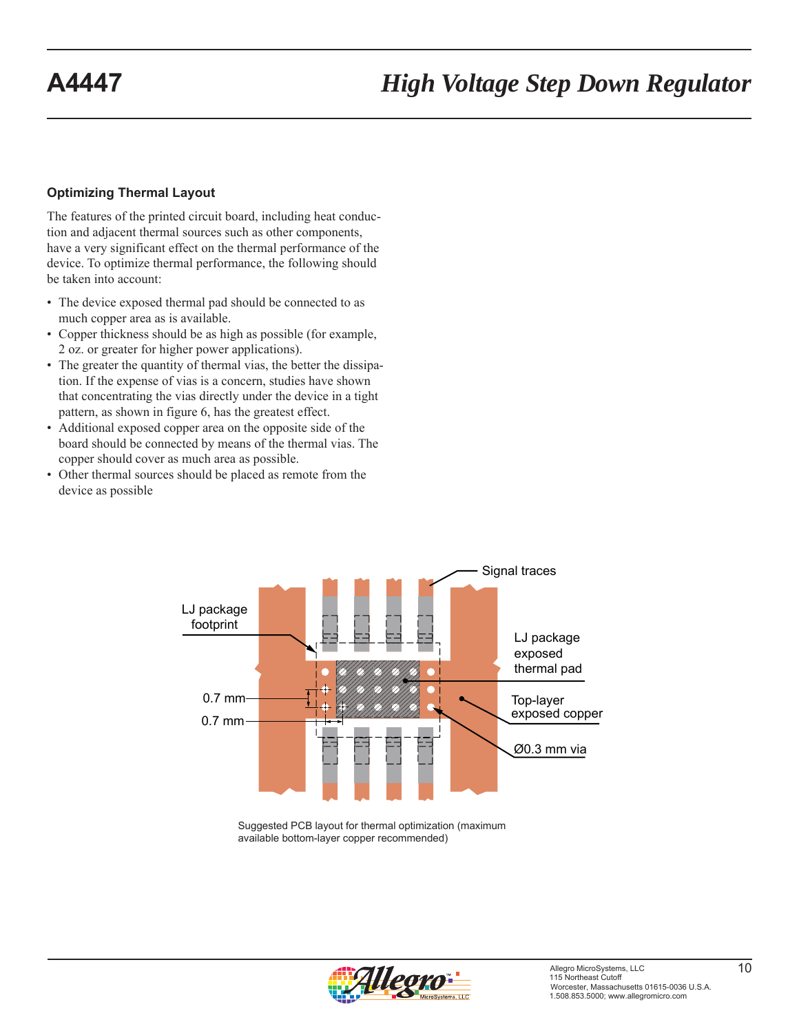## Optimizing Thermal Layout

The features of the printed circuit board, including heat conduction and adjacent thermal sources such as other components, have a very significant effect on the thermal performance of the device. To optimize thermal performance, the following should be taken into account:

- The device exposed thermal pad should be connected to as much copper area as is available.
- Copper thickness should be as high as possible (for example, 2 oz. or greater for higher power applications).
- The greater the quantity of thermal vias, the better the dissipation. If the expense of vias is a concern, studies have shown that concentrating the vias directly under the device in a tight pattern, as shown in figure 6, has the greatest effect.
- Additional exposed copper area on the opposite side of the board should be connected by means of the thermal vias. The copper should cover as much area as possible.
- Other thermal sources should be placed as remote from the device as possible

Signal traces

LJ package footprint

LJ package exposed thermal pad

0.7 mm

0.7 mm

Top-layer exposed copper

Ø0.3 mm via

Suggested PCB layout for thermal optimization (maximum available bottom-layer copper recommended)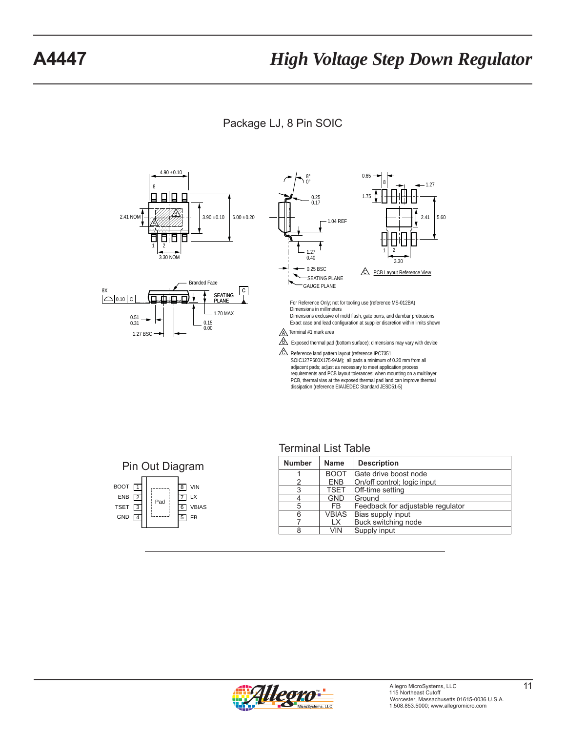## Package LJ, 8 Pin SOIC

For Reference Only; not for tooling use (reference MS-012BA)
Dimensions in millimeters
Dimensions exclusive of mold flash, gate burrs, and dambar protrusions
Exact case and lead configuration at supplier discretion within limits shown

A Terminal #1 mark area

B Exposed thermal pad (bottom surface); dimensions may vary with device

C Reference land pattern layout (reference IPC7351 SOIC127P600X175-9AM); all pads a minimum of 0.20 mm from all adjacent pads; adjust as necessary to meet application process requirements and PCB layout tolerances; when mounting on a multilayer PCB, thermal vias at the exposed thermal pad land can improve thermal dissipation (reference EIA/JEDEC Standard JESD51-5)

## Pin Out Diagram

| Pin | Name | | Pin | Name |
|---|---|---|---|---|
| 1 | BOOT | Pad | 8 | VIN |
| 2 | ENB | | 7 | LX |
| 3 | TSET | | 6 | VBIAS |
| 4 | GND | | 5 | FB |

## Terminal List Table

| Number | Name | Description |
|---|---|---|
| 1 | BOOT | Gate drive boost node |
| 2 | ENB | On/off control; logic input |
| 3 | TSET | Off-time setting |
| 4 | GND | Ground |
| 5 | FB | Feedback for adjustable regulator |
| 6 | VBIAS | Bias supply input |
| 7 | LX | Buck switching node |
| 8 | VIN | Supply input |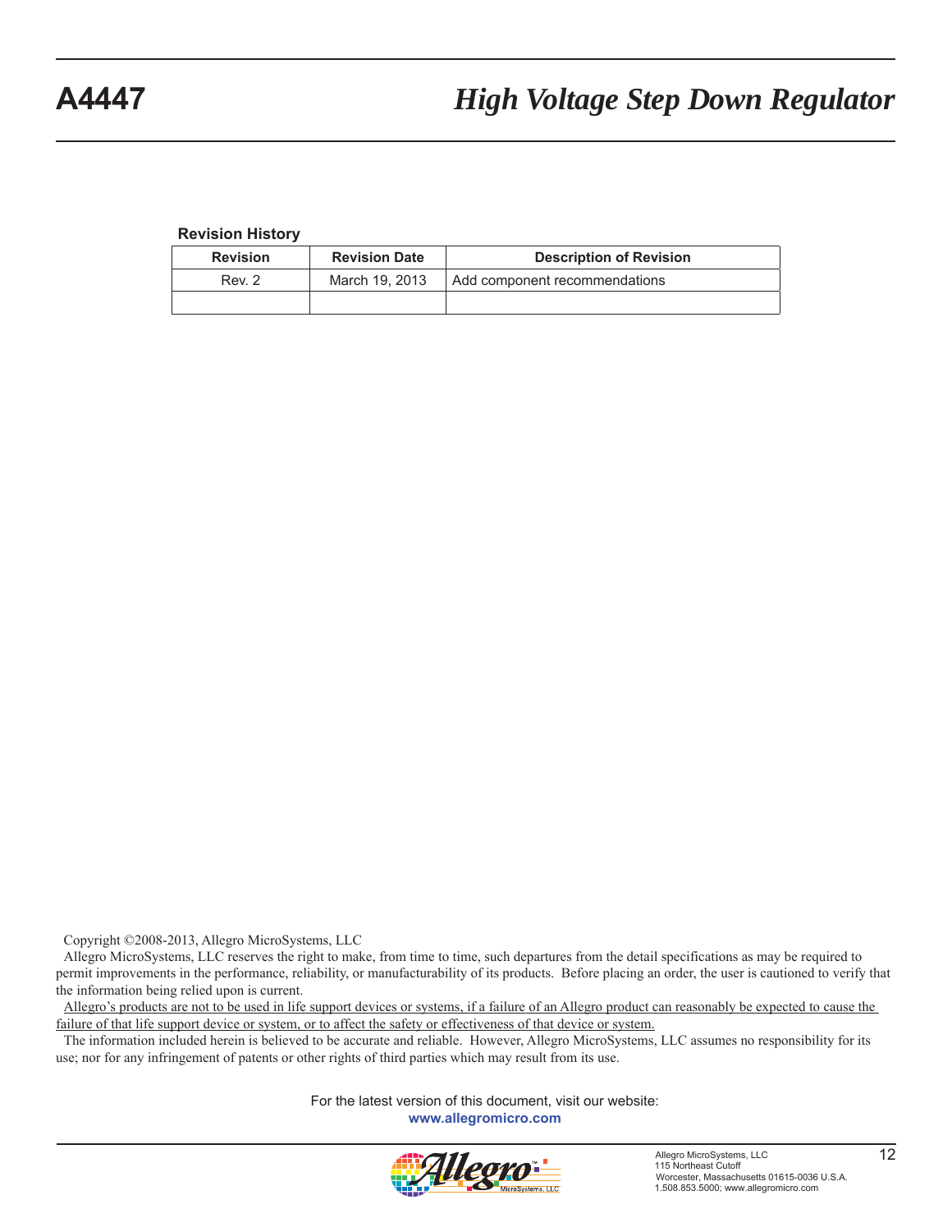**Revision History**

| Revision | Revision Date | Description of Revision |
|---|---|---|
| Rev. 2 | March 19, 2013 | Add component recommendations |
| | | |

Copyright ©2008-2013, Allegro MicroSystems, LLC

Allegro MicroSystems, LLC reserves the right to make, from time to time, such departures from the detail specifications as may be required to permit improvements in the performance, reliability, or manufacturability of its products. Before placing an order, the user is cautioned to verify that the information being relied upon is current.

Allegro's products are not to be used in life support devices or systems, if a failure of an Allegro product can reasonably be expected to cause the failure of that life support device or system, or to affect the safety or effectiveness of that device or system.

The information included herein is believed to be accurate and reliable. However, Allegro MicroSystems, LLC assumes no responsibility for its use; nor for any infringement of patents or other rights of third parties which may result from its use.

For the latest version of this document, visit our website:
**www.allegromicro.com**